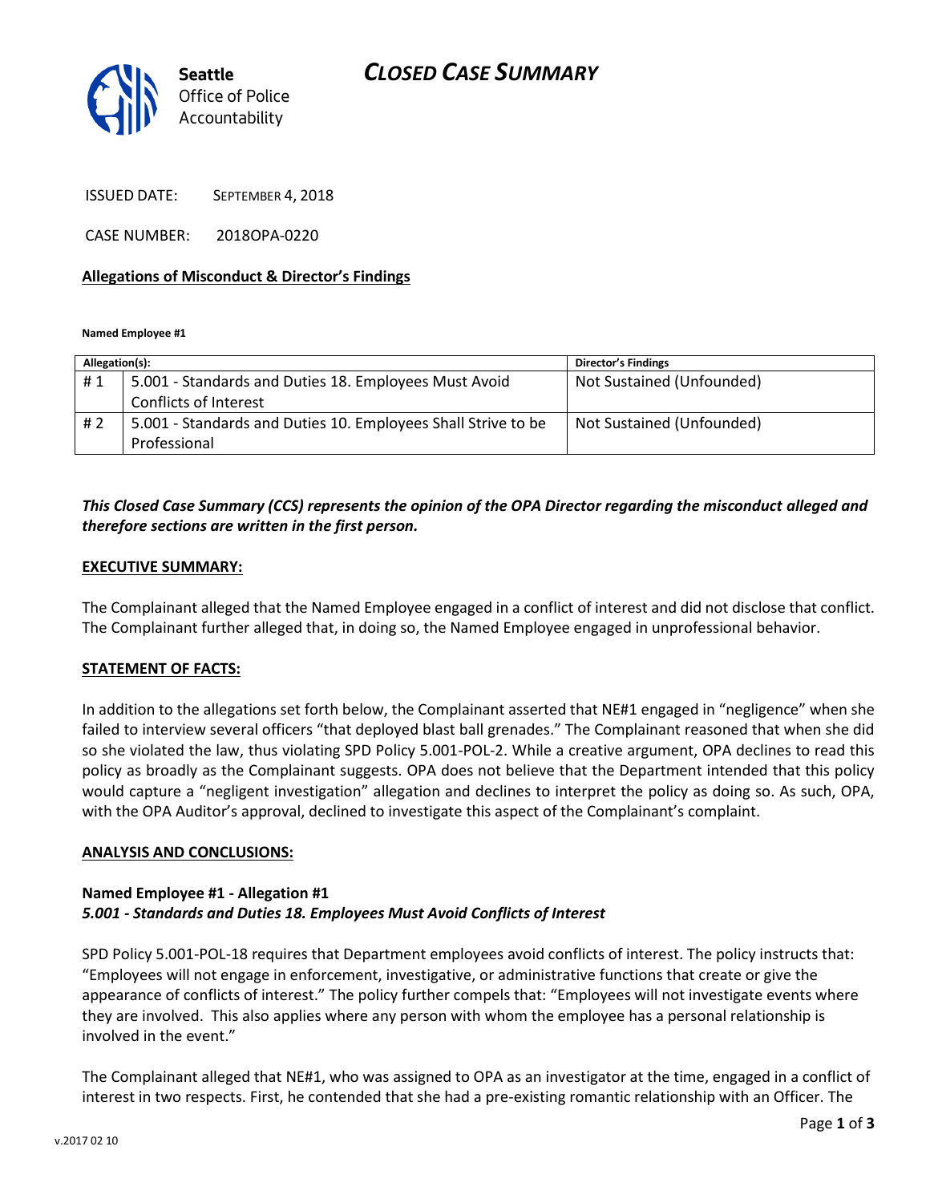# CLOSED CASE SUMMARY

Seattle Office of Police Accountability

ISSUED DATE: SEPTEMBER 4, 2018

CASE NUMBER: 2018OPA-0220

## Allegations of Misconduct & Director's Findings

**Named Employee #1**

| Allegation(s): | | Director's Findings |
|---|---|---|
| # 1 | 5.001 - Standards and Duties 18. Employees Must Avoid Conflicts of Interest | Not Sustained (Unfounded) |
| # 2 | 5.001 - Standards and Duties 10. Employees Shall Strive to be Professional | Not Sustained (Unfounded) |

***This Closed Case Summary (CCS) represents the opinion of the OPA Director regarding the misconduct alleged and therefore sections are written in the first person.***

### EXECUTIVE SUMMARY:

The Complainant alleged that the Named Employee engaged in a conflict of interest and did not disclose that conflict. The Complainant further alleged that, in doing so, the Named Employee engaged in unprofessional behavior.

### STATEMENT OF FACTS:

In addition to the allegations set forth below, the Complainant asserted that NE#1 engaged in "negligence" when she failed to interview several officers "that deployed blast ball grenades." The Complainant reasoned that when she did so she violated the law, thus violating SPD Policy 5.001-POL-2. While a creative argument, OPA declines to read this policy as broadly as the Complainant suggests. OPA does not believe that the Department intended that this policy would capture a "negligent investigation" allegation and declines to interpret the policy as doing so. As such, OPA, with the OPA Auditor's approval, declined to investigate this aspect of the Complainant's complaint.

### ANALYSIS AND CONCLUSIONS:

**Named Employee #1 - Allegation #1**
***5.001 - Standards and Duties 18. Employees Must Avoid Conflicts of Interest***

SPD Policy 5.001-POL-18 requires that Department employees avoid conflicts of interest. The policy instructs that: "Employees will not engage in enforcement, investigative, or administrative functions that create or give the appearance of conflicts of interest." The policy further compels that: "Employees will not investigate events where they are involved. This also applies where any person with whom the employee has a personal relationship is involved in the event."

The Complainant alleged that NE#1, who was assigned to OPA as an investigator at the time, engaged in a conflict of interest in two respects. First, he contended that she had a pre-existing romantic relationship with an Officer. The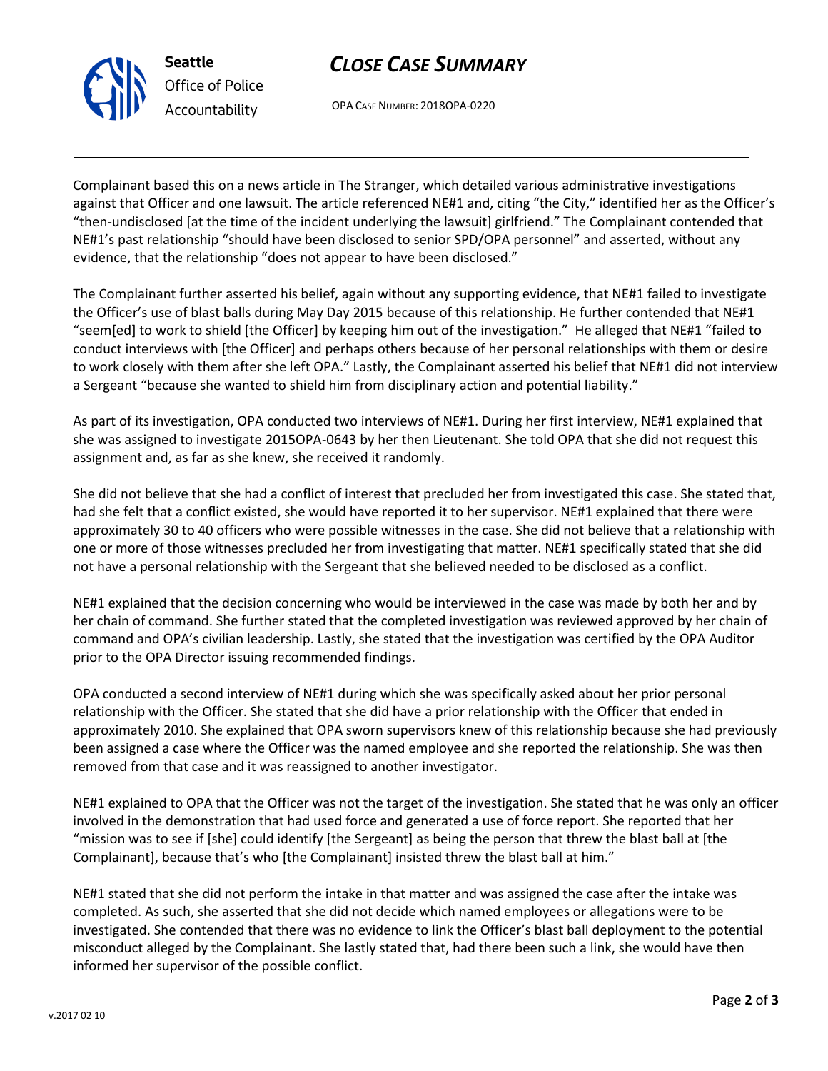Complainant based this on a news article in The Stranger, which detailed various administrative investigations against that Officer and one lawsuit. The article referenced NE#1 and, citing "the City," identified her as the Officer's "then-undisclosed [at the time of the incident underlying the lawsuit] girlfriend." The Complainant contended that NE#1's past relationship "should have been disclosed to senior SPD/OPA personnel" and asserted, without any evidence, that the relationship "does not appear to have been disclosed."

The Complainant further asserted his belief, again without any supporting evidence, that NE#1 failed to investigate the Officer's use of blast balls during May Day 2015 because of this relationship. He further contended that NE#1 "seem[ed] to work to shield [the Officer] by keeping him out of the investigation." He alleged that NE#1 "failed to conduct interviews with [the Officer] and perhaps others because of her personal relationships with them or desire to work closely with them after she left OPA." Lastly, the Complainant asserted his belief that NE#1 did not interview a Sergeant "because she wanted to shield him from disciplinary action and potential liability."

As part of its investigation, OPA conducted two interviews of NE#1. During her first interview, NE#1 explained that she was assigned to investigate 2015OPA-0643 by her then Lieutenant. She told OPA that she did not request this assignment and, as far as she knew, she received it randomly.

She did not believe that she had a conflict of interest that precluded her from investigated this case. She stated that, had she felt that a conflict existed, she would have reported it to her supervisor. NE#1 explained that there were approximately 30 to 40 officers who were possible witnesses in the case. She did not believe that a relationship with one or more of those witnesses precluded her from investigating that matter. NE#1 specifically stated that she did not have a personal relationship with the Sergeant that she believed needed to be disclosed as a conflict.

NE#1 explained that the decision concerning who would be interviewed in the case was made by both her and by her chain of command. She further stated that the completed investigation was reviewed approved by her chain of command and OPA's civilian leadership. Lastly, she stated that the investigation was certified by the OPA Auditor prior to the OPA Director issuing recommended findings.

OPA conducted a second interview of NE#1 during which she was specifically asked about her prior personal relationship with the Officer. She stated that she did have a prior relationship with the Officer that ended in approximately 2010. She explained that OPA sworn supervisors knew of this relationship because she had previously been assigned a case where the Officer was the named employee and she reported the relationship. She was then removed from that case and it was reassigned to another investigator.

NE#1 explained to OPA that the Officer was not the target of the investigation. She stated that he was only an officer involved in the demonstration that had used force and generated a use of force report. She reported that her "mission was to see if [she] could identify [the Sergeant] as being the person that threw the blast ball at [the Complainant], because that's who [the Complainant] insisted threw the blast ball at him."

NE#1 stated that she did not perform the intake in that matter and was assigned the case after the intake was completed. As such, she asserted that she did not decide which named employees or allegations were to be investigated. She contended that there was no evidence to link the Officer's blast ball deployment to the potential misconduct alleged by the Complainant. She lastly stated that, had there been such a link, she would have then informed her supervisor of the possible conflict.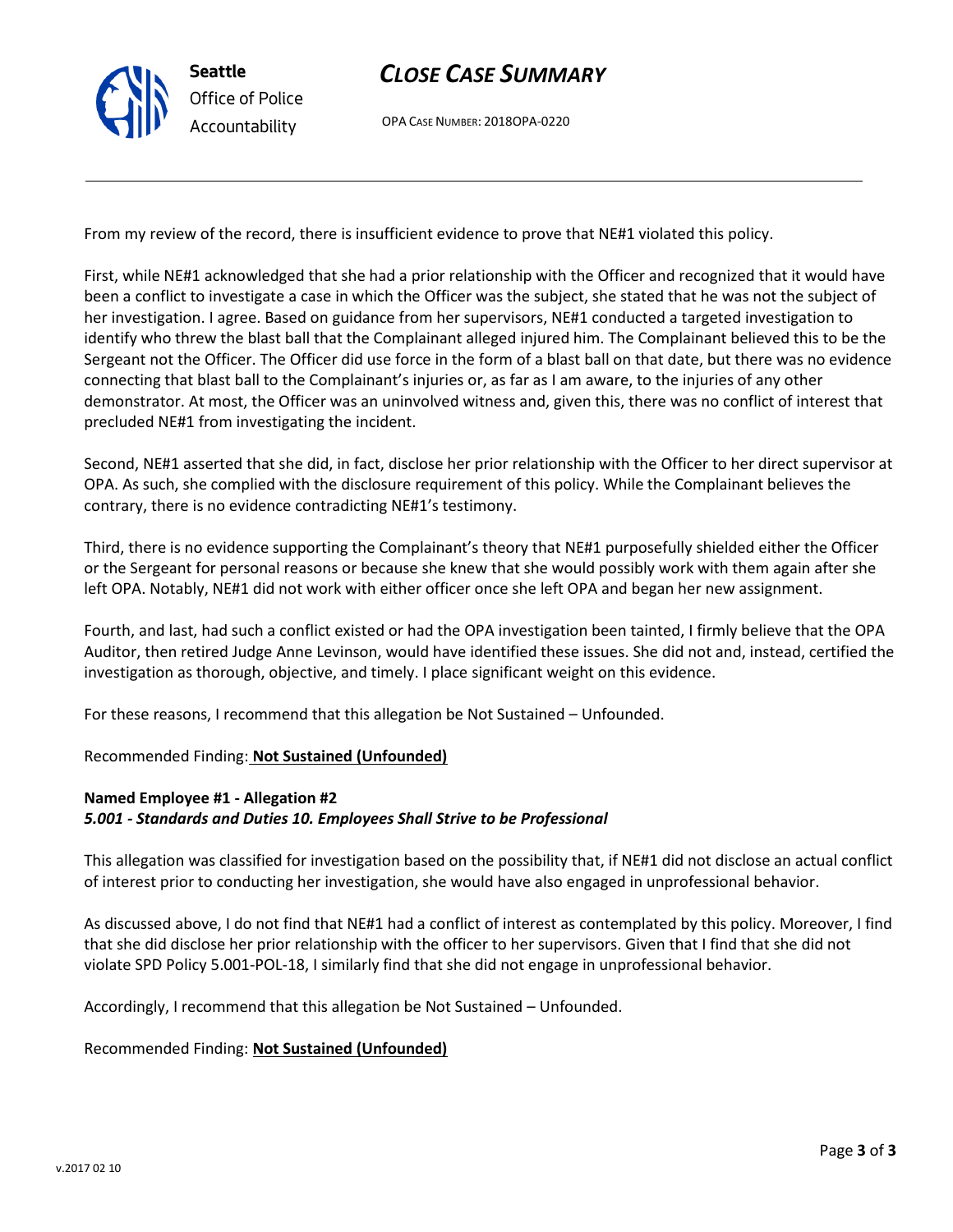From my review of the record, there is insufficient evidence to prove that NE#1 violated this policy.

First, while NE#1 acknowledged that she had a prior relationship with the Officer and recognized that it would have been a conflict to investigate a case in which the Officer was the subject, she stated that he was not the subject of her investigation. I agree. Based on guidance from her supervisors, NE#1 conducted a targeted investigation to identify who threw the blast ball that the Complainant alleged injured him. The Complainant believed this to be the Sergeant not the Officer. The Officer did use force in the form of a blast ball on that date, but there was no evidence connecting that blast ball to the Complainant's injuries or, as far as I am aware, to the injuries of any other demonstrator. At most, the Officer was an uninvolved witness and, given this, there was no conflict of interest that precluded NE#1 from investigating the incident.

Second, NE#1 asserted that she did, in fact, disclose her prior relationship with the Officer to her direct supervisor at OPA. As such, she complied with the disclosure requirement of this policy. While the Complainant believes the contrary, there is no evidence contradicting NE#1's testimony.

Third, there is no evidence supporting the Complainant's theory that NE#1 purposefully shielded either the Officer or the Sergeant for personal reasons or because she knew that she would possibly work with them again after she left OPA. Notably, NE#1 did not work with either officer once she left OPA and began her new assignment.

Fourth, and last, had such a conflict existed or had the OPA investigation been tainted, I firmly believe that the OPA Auditor, then retired Judge Anne Levinson, would have identified these issues. She did not and, instead, certified the investigation as thorough, objective, and timely. I place significant weight on this evidence.

For these reasons, I recommend that this allegation be Not Sustained – Unfounded.

Recommended Finding: **Not Sustained (Unfounded)**

**Named Employee #1 - Allegation #2**
***5.001 - Standards and Duties 10. Employees Shall Strive to be Professional***

This allegation was classified for investigation based on the possibility that, if NE#1 did not disclose an actual conflict of interest prior to conducting her investigation, she would have also engaged in unprofessional behavior.

As discussed above, I do not find that NE#1 had a conflict of interest as contemplated by this policy. Moreover, I find that she did disclose her prior relationship with the officer to her supervisors. Given that I find that she did not violate SPD Policy 5.001-POL-18, I similarly find that she did not engage in unprofessional behavior.

Accordingly, I recommend that this allegation be Not Sustained – Unfounded.

Recommended Finding: **Not Sustained (Unfounded)**